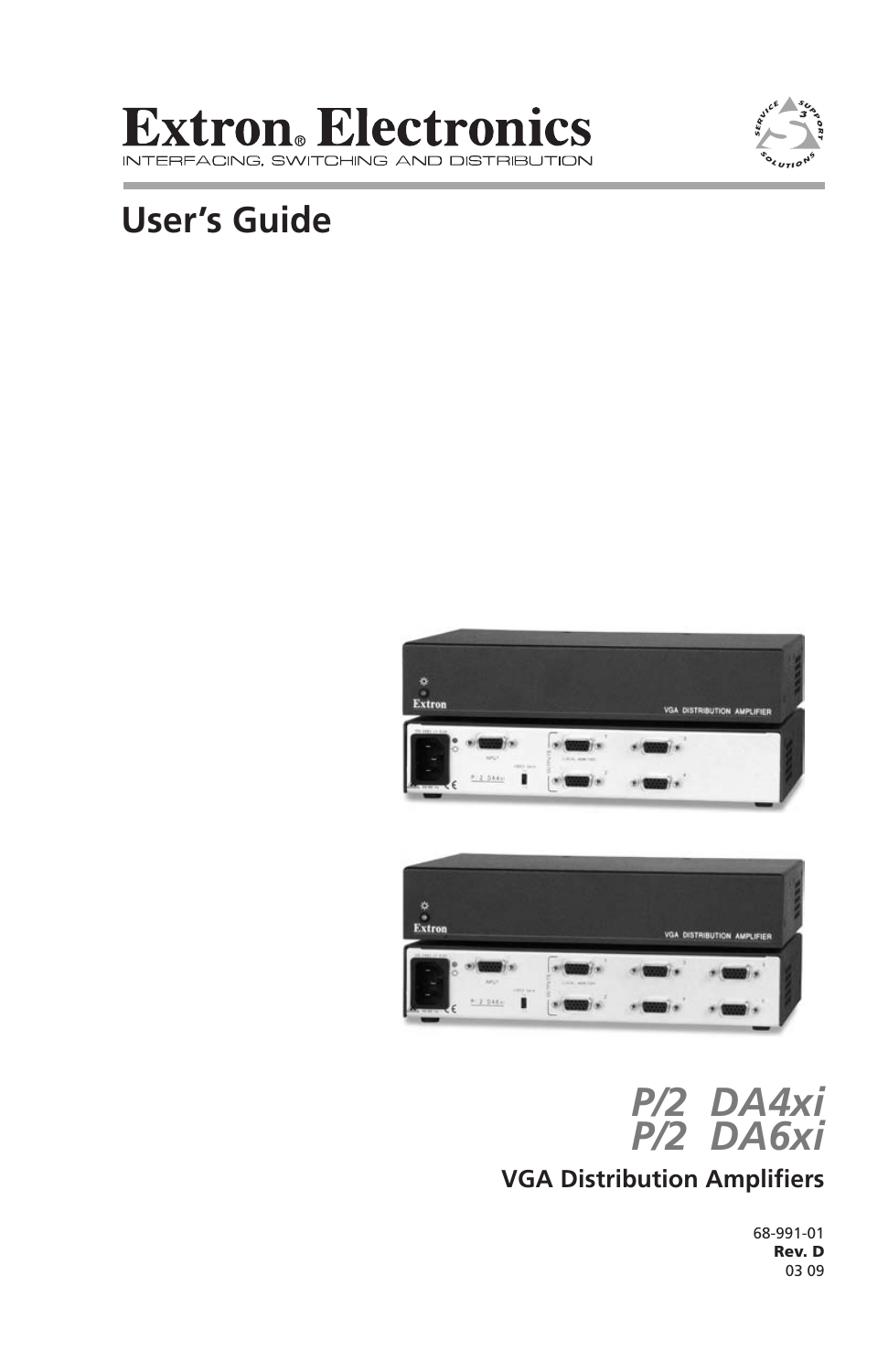# Extron® Electronics

INTERFACING, SWITCHING AND DISTRIBUTION

## User's Guide

*P/2 DA4xi*
*P/2 DA6xi*

**VGA Distribution Amplifiers**

68-991-01
**Rev. D**
03 09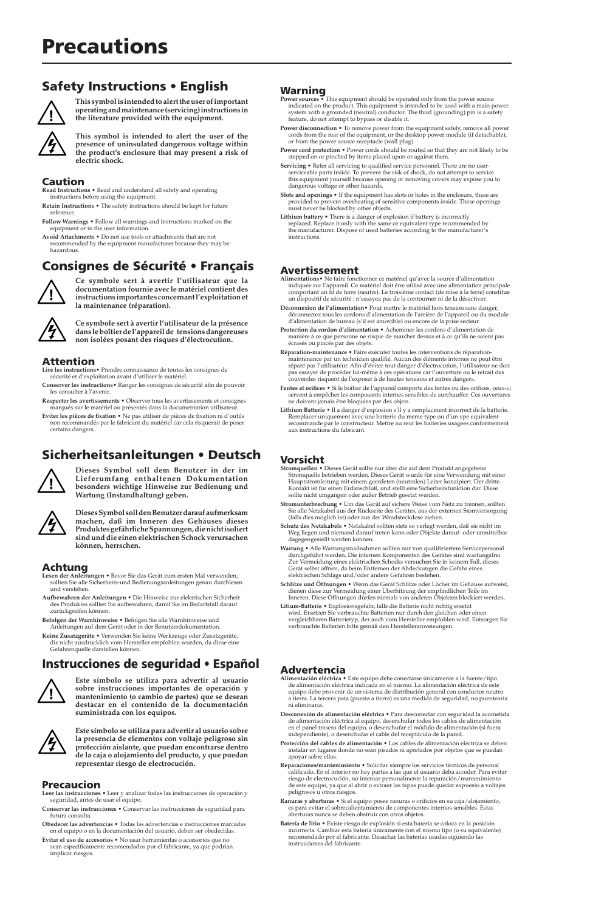# Precautions

## Safety Instructions • English

**This symbol is intended to alert the user of important operating and maintenance (servicing) instructions in the literature provided with the equipment.**

**This symbol is intended to alert the user of the presence of uninsulated dangerous voltage within the product's enclosure that may present a risk of electric shock.**

### Caution

**Read Instructions** • Read and understand all safety and operating instructions before using the equipment.

**Retain Instructions** • The safety instructions should be kept for future reference.

**Follow Warnings** • Follow all warnings and instructions marked on the equipment or in the user information.

**Avoid Attachments** • Do not use tools or attachments that are not recommended by the equipment manufacturer because they may be hazardous.

### Warning

**Power sources** • This equipment should be operated only from the power source indicated on the product. This equipment is intended to be used with a main power system with a grounded (neutral) conductor. The third (grounding) pin is a safety feature, do not attempt to bypass or disable it.

**Power disconnection** • To remove power from the equipment safely, remove all power cords from the rear of the equipment, or the desktop power module (if detachable), or from the power source receptacle (wall plug).

**Power cord protection** • Power cords should be routed so that they are not likely to be stepped on or pinched by items placed upon or against them.

**Servicing** • Refer all servicing to qualified service personnel. There are no user-serviceable parts inside. To prevent the risk of shock, do not attempt to service this equipment yourself because opening or removing covers may expose you to dangerous voltage or other hazards.

**Slots and openings** • If the equipment has slots or holes in the enclosure, these are provided to prevent overheating of sensitive components inside. These openings must never be blocked by other objects.

**Lithium battery** • There is a danger of explosion if battery is incorrectly replaced. Replace it only with the same or equivalent type recommended by the manufacturer. Dispose of used batteries according to the manufacturer's instructions.

## Consignes de Sécurité • Français

**Ce symbole sert à avertir l'utilisateur que la documentation fournie avec le matériel contient des instructions importantes concernant l'exploitation et la maintenance (réparation).**

**Ce symbole sert à avertir l'utilisateur de la présence dans le boîtier de l'appareil de tensions dangereuses non isolées posant des risques d'électrocution.**

### Attention

**Lire les instructions**• Prendre connaissance de toutes les consignes de sécurité et d'exploitation avant d'utiliser le matériel.

**Conserver les instructions**• Ranger les consignes de sécurité afin de pouvoir les consulter à l'avenir.

**Respecter les avertissements** • Observer tous les avertissements et consignes marqués sur le matériel ou présentés dans la documentation utilisateur.

**Eviter les pièces de fixation** • Ne pas utiliser de pièces de fixation ni d'outils non recommandés par le fabricant du matériel car cela risquerait de poser certains dangers.

### Avertissement

**Alimentations**• Ne faire fonctionner ce matériel qu'avec la source d'alimentation indiquée sur l'appareil. Ce matériel doit être utilisé avec une alimentation principale comportant un fil de terre (neutre). Le troisième contact (de mise à la terre) constitue un dispositif de sécurité : n'essayez pas de la contourner ni de la désactiver.

**Déconnexion de l'alimentation**• Pour mettre le matériel hors tension sans danger, déconnectez tous les cordons d'alimentation de l'arrière de l'appareil ou du module d'alimentation de bureau (s'il est amovible) ou encore de la prise secteur.

**Protection du cordon d'alimentation** • Acheminer les cordons d'alimentation de manière à ce que personne ne risque de marcher dessus et à ce qu'ils ne soient pas écrasés ou pincés par des objets.

**Réparation-maintenance** • Faire exécuter toutes les interventions de réparation-maintenance par un technicien qualifié. Aucun des éléments internes ne peut être réparé par l'utilisateur. Afin d'éviter tout danger d'électrocution, l'utilisateur ne doit pas essayer de procéder lui-même à ces opérations car l'ouverture ou le retrait des couvercles risquent de l'exposer à de hautes tensions et autres dangers.

**Fentes et orifices** • Si le boîtier de l'appareil comporte des fentes ou des orifices, ceux-ci servent à empêcher les composants internes sensibles de surchauffer. Ces ouvertures ne doivent jamais être bloquées par des objets.

**Lithium Batterie** • Il a danger d'explosion s'll y a remplacment incorrect de la batterie. Remplacer uniquement avec une batterie du meme type ou d'un ype equivalent recommande par le constructeur. Mettre au reut les batteries usagees conformement aux instructions du fabricant.

## Sicherheitsanleitungen • Deutsch

**Dieses Symbol soll dem Benutzer in der im Lieferumfang enthaltenen Dokumentation besonders wichtige Hinweise zur Bedienung und Wartung (Instandhaltung) geben.**

**Dieses Symbol soll den Benutzer darauf aufmerksam machen, daß im Inneren des Gehäuses dieses Produktes gefährliche Spannungen, die nicht isoliert sind und die einen elektrischen Schock verursachen können, herrschen.**

### Achtung

**Lesen der Anleitungen** • Bevor Sie das Gerät zum ersten Mal verwenden, sollten Sie alle Sicherheits-und Bedienungsanleitungen genau durchlesen und verstehen.

**Aufbewahren der Anleitungen** • Die Hinweise zur elektrischen Sicherheit des Produktes sollten Sie aufbewahren, damit Sie im Bedarfsfall darauf zurückgreifen können.

**Befolgen der Warnhinweise** • Befolgen Sie alle Warnhinweise und Anleitungen auf dem Gerät oder in der Benutzerdokumentation.

**Keine Zusatzgeräte** • Verwenden Sie keine Werkzeuge oder Zusatzgeräte, die nicht ausdrücklich vom Hersteller empfohlen wurden, da diese eine Gefahrenquelle darstellen können.

### Vorsicht

**Stromquellen** • Dieses Gerät sollte nur über die auf dem Produkt angegebene Stromquelle betrieben werden. Dieses Gerät wurde für eine Verwendung mit einer Hauptstromleitung mit einem geerdeten (neutralen) Leiter konzipiert. Der dritte Kontakt ist für einen Erdanschluß, und stellt eine Sicherheitsfunktion dar. Diese sollte nicht umgangen oder außer Betrieb gesetzt werden.

**Stromunterbrechung** • Um das Gerät auf sichere Weise vom Netz zu trennen, sollten Sie alle Netzkabel aus der Rückseite des Gerätes, aus der externen Stomversorgung (falls dies möglich ist) oder aus der Wandsteckdose ziehen.

**Schutz des Netzkabels** • Netzkabel sollten stets so verlegt werden, daß sie nicht im Weg liegen und niemand darauf treten kann oder Objekte darauf- oder unmittelbar dagegengestellt werden können.

**Wartung** • Alle Wartungsmaßnahmen sollten nur von qualifiziertem Servicepersonal durchgeführt werden. Die internen Komponenten des Gerätes sind wartungsfrei. Zur Vermeidung eines elektrischen Schocks versuchen Sie in keinem Fall, dieses Gerät selbst öffnen, da beim Entfernen der Abdeckungen die Gefahr eines elektrischen Schlags und/oder andere Gefahren bestehen.

**Schlitze und Öffnungen** • Wenn das Gerät Schlitze oder Löcher im Gehäuse aufweist, dienen diese zur Vermeidung einer Überhitzung der empfindlichen Teile im Inneren. Diese Öffnungen dürfen niemals von anderen Objekten blockiert werden.

**Litium-Batterie** • Explosionsgefahr, falls die Batterie nicht richtig ersetzt wird. Ersetzen Sie verbrauchte Batterien nur durch den gleichen oder einen vergleichbaren Batterietyp, der auch vom Hersteller empfohlen wird. Entsorgen Sie verbrauchte Batterien bitte gemäß den Herstelleranweisungen.

## Instrucciones de seguridad • Español

**Este símbolo se utiliza para advertir al usuario sobre instrucciones importantes de operación y mantenimiento (o cambio de partes) que se desean destacar en el contenido de la documentación suministrada con los equipos.**

**Este símbolo se utiliza para advertir al usuario sobre la presencia de elementos con voltaje peligroso sin protección aislante, que puedan encontrarse dentro de la caja o alojamiento del producto, y que puedan representar riesgo de electrocución.**

### Precaucion

**Leer las instrucciones** • Leer y analizar todas las instrucciones de operación y seguridad, antes de usar el equipo.

**Conservar las instrucciones** • Conservar las instrucciones de seguridad para futura consulta.

**Obedecer las advertencias** • Todas las advertencias e instrucciones marcadas en el equipo o en la documentación del usuario, deben ser obedecidas.

**Evitar el uso de accesorios** • No usar herramientas o accesorios que no sean especificamente recomendados por el fabricante, ya que podrian implicar riesgos.

### Advertencia

**Alimentación eléctrica** • Este equipo debe conectarse únicamente a la fuente/tipo de alimentación eléctrica indicada en el mismo. La alimentación eléctrica de este equipo debe provenir de un sistema de distribución general con conductor neutro a tierra. La tercera pata (puesta a tierra) es una medida de seguridad, no puentearia ni eliminaria.

**Desconexión de alimentación eléctrica** • Para desconectar con seguridad la acometida de alimentación eléctrica al equipo, desenchufar todos los cables de alimentación en el panel trasero del equipo, o desenchufar el módulo de alimentación (si fuera independiente), o desenchufar el cable del receptáculo de la pared.

**Protección del cables de alimentación** • Los cables de alimentación eléctrica se deben instalar en lugares donde no sean pisados ni apretados por objetos que se puedan apoyar sobre ellos.

**Reparaciones/mantenimiento** • Solicitar siempre los servicios técnicos de personal calificado. En el interior no hay partes a las que el usuario deba acceder. Para evitar riesgo de electrocución, no intentar personalmente la reparación/mantenimiento de este equipo, ya que al abrir o extraer las tapas puede quedar expuesto a voltajes peligrosos u otros riesgos.

**Ranuras y aberturas** • Si el equipo posee ranuras o orificios en su caja/alojamiento, es para evitar el sobrecalientamiento de componentes internos sensibles. Estas aberturas nunca se deben obstruir con otros objetos.

**Batería de litio** • Existe riesgo de explosión si esta batería se coloca en la posición incorrecta. Cambiar esta batería únicamente con el mismo tipo (o su equivalente) recomendado por el fabricante. Desachar las baterías usadas siguiendo las instrucciones del fabricante.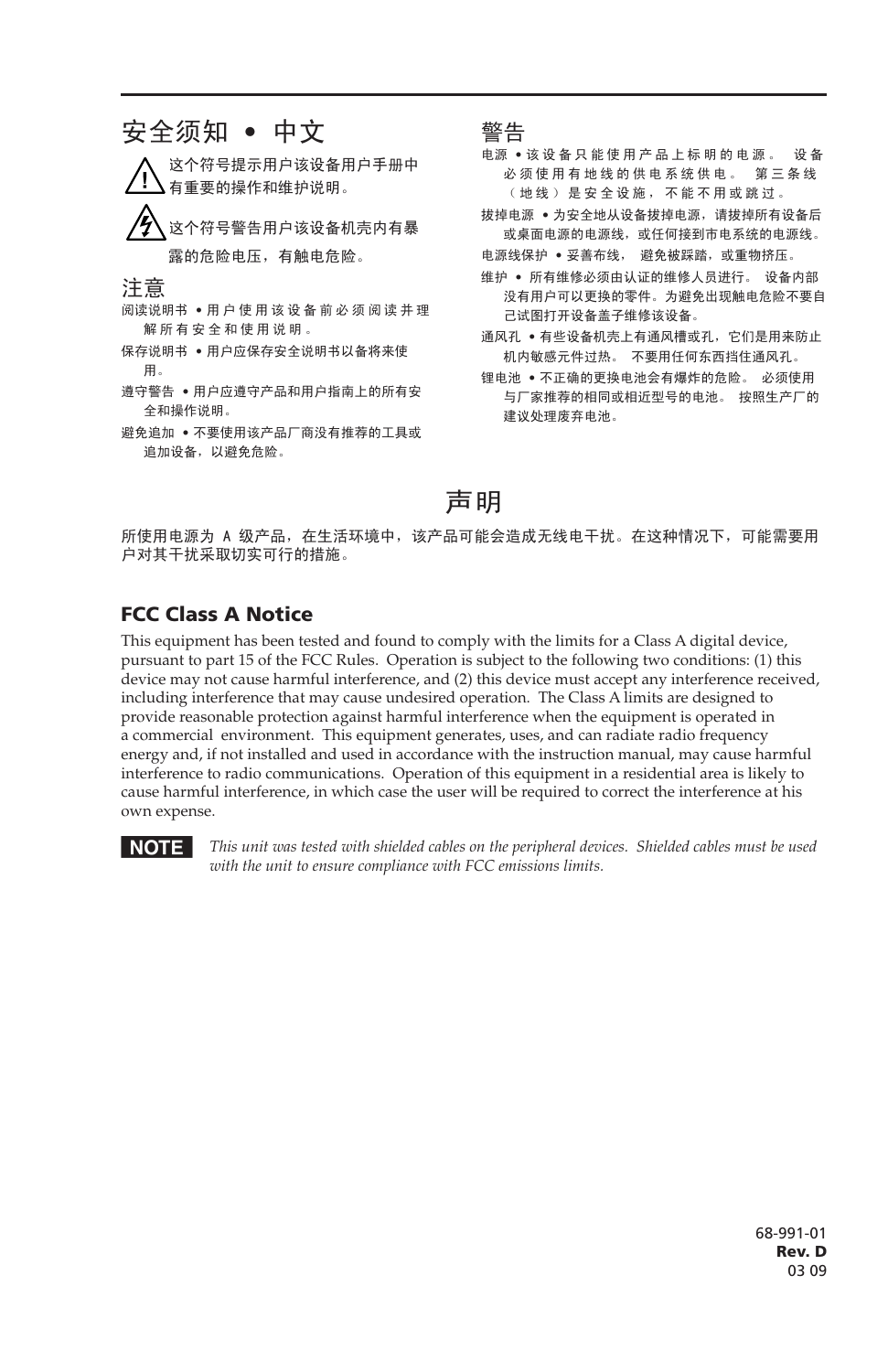# 安全须知 • 中文

⚠ 这个符号提示用户该设备用户手册中有重要的操作和维护说明。

⚡ 这个符号警告用户该设备机壳内有暴露的危险电压，有触电危险。

## 注意

阅读说明书 • 用户使用该设备前必须阅读并理解所有安全和使用说明。

保存说明书 • 用户应保存安全说明书以备将来使用。

遵守警告 • 用户应遵守产品和用户指南上的所有安全和操作说明。

避免追加 • 不要使用该产品厂商没有推荐的工具或追加设备，以避免危险。

## 警告

电源 • 该设备只能使用产品上标明的电源。 设备必须使用有地线的供电系统供电。 第三条线（地线）是安全设施，不能不用或跳过。

拔掉电源 • 为安全地从设备拔掉电源，请拔掉所有设备后或桌面电源的电源线，或任何接到市电系统的电源线。

电源线保护 • 妥善布线， 避免被踩踏，或重物挤压。

维护 • 所有维修必须由认证的维修人员进行。 设备内部没有用户可以更换的零件。为避免出现触电危险不要自己试图打开设备盖子维修该设备。

通风孔 • 有些设备机壳上有通风槽或孔，它们是用来防止机内敏感元件过热。 不要用任何东西挡住通风孔。

锂电池 • 不正确的更换电池会有爆炸的危险。 必须使用与厂家推荐的相同或相近型号的电池。 按照生产厂的建议处理废弃电池。

# 声明

所使用电源为 A 级产品，在生活环境中，该产品可能会造成无线电干扰。在这种情况下，可能需要用户对其干扰采取切实可行的措施。

## FCC Class A Notice

This equipment has been tested and found to comply with the limits for a Class A digital device, pursuant to part 15 of the FCC Rules. Operation is subject to the following two conditions: (1) this device may not cause harmful interference, and (2) this device must accept any interference received, including interference that may cause undesired operation. The Class A limits are designed to provide reasonable protection against harmful interference when the equipment is operated in a commercial environment. This equipment generates, uses, and can radiate radio frequency energy and, if not installed and used in accordance with the instruction manual, may cause harmful interference to radio communications. Operation of this equipment in a residential area is likely to cause harmful interference, in which case the user will be required to correct the interference at his own expense.

**NOTE** *This unit was tested with shielded cables on the peripheral devices. Shielded cables must be used with the unit to ensure compliance with FCC emissions limits.*

68-991-01
**Rev. D**
03 09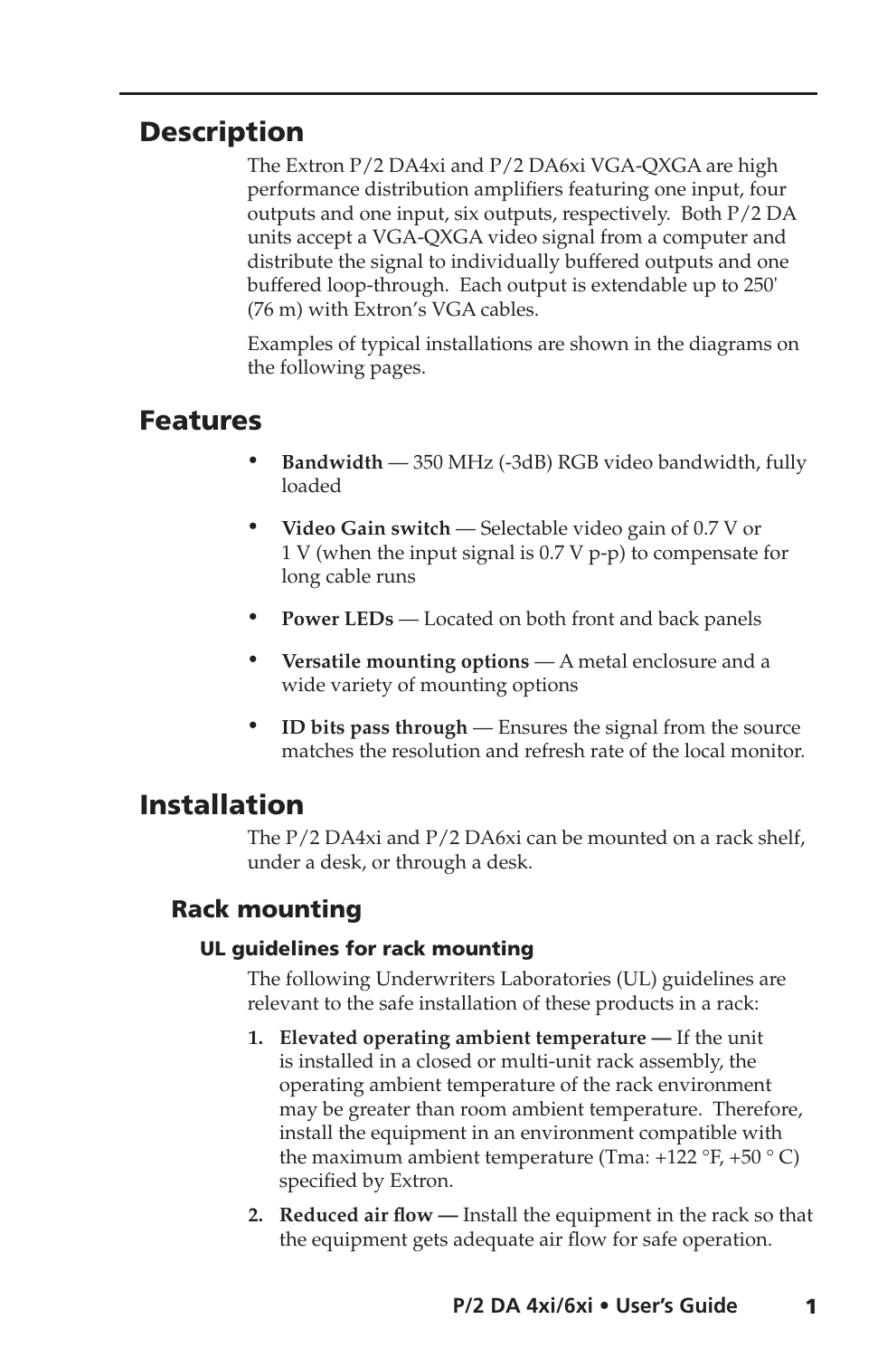## Description

The Extron P/2 DA4xi and P/2 DA6xi VGA-QXGA are high performance distribution amplifiers featuring one input, four outputs and one input, six outputs, respectively. Both P/2 DA units accept a VGA-QXGA video signal from a computer and distribute the signal to individually buffered outputs and one buffered loop-through. Each output is extendable up to 250' (76 m) with Extron's VGA cables.

Examples of typical installations are shown in the diagrams on the following pages.

## Features

- **Bandwidth** — 350 MHz (-3dB) RGB video bandwidth, fully loaded
- **Video Gain switch** — Selectable video gain of 0.7 V or 1 V (when the input signal is 0.7 V p-p) to compensate for long cable runs
- **Power LEDs** — Located on both front and back panels
- **Versatile mounting options** — A metal enclosure and a wide variety of mounting options
- **ID bits pass through** — Ensures the signal from the source matches the resolution and refresh rate of the local monitor.

## Installation

The P/2 DA4xi and P/2 DA6xi can be mounted on a rack shelf, under a desk, or through a desk.

### Rack mounting

#### UL guidelines for rack mounting

The following Underwriters Laboratories (UL) guidelines are relevant to the safe installation of these products in a rack:

1. **Elevated operating ambient temperature —** If the unit is installed in a closed or multi-unit rack assembly, the operating ambient temperature of the rack environment may be greater than room ambient temperature. Therefore, install the equipment in an environment compatible with the maximum ambient temperature (Tma: +122 °F, +50 ° C) specified by Extron.
2. **Reduced air flow —** Install the equipment in the rack so that the equipment gets adequate air flow for safe operation.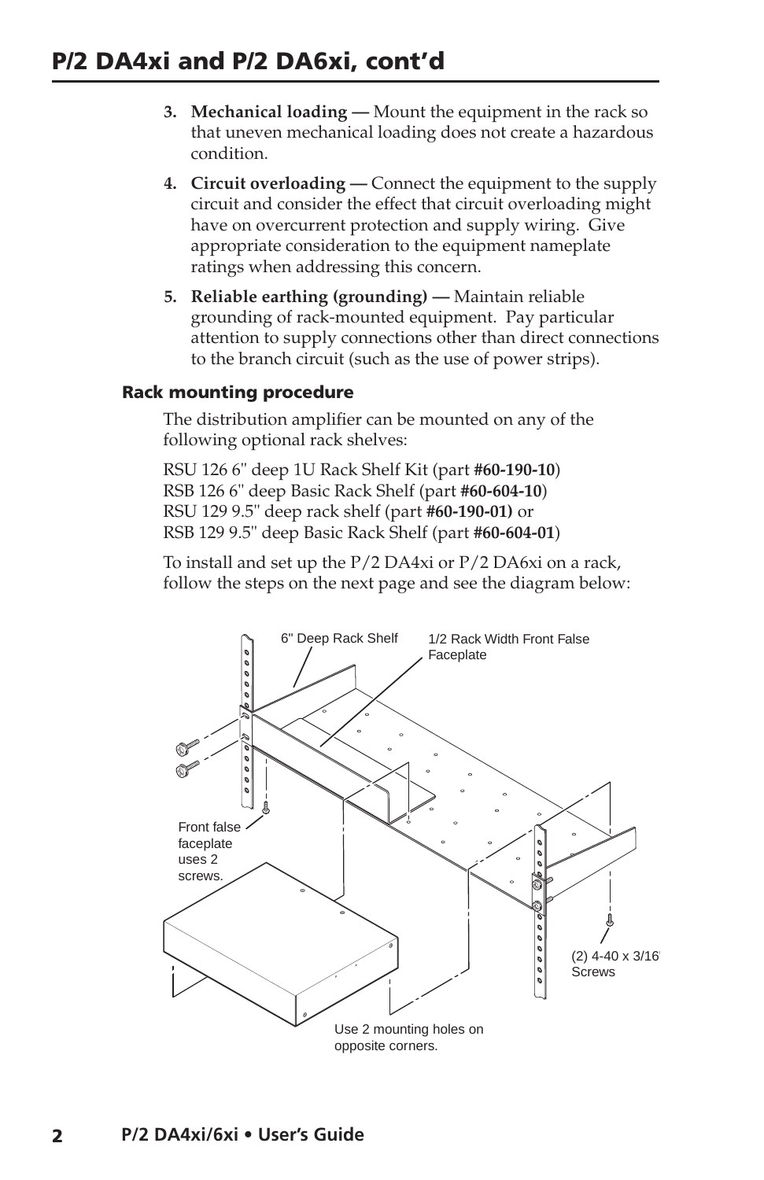## P/2 DA4xi and P/2 DA6xi, cont'd

3. **Mechanical loading —** Mount the equipment in the rack so that uneven mechanical loading does not create a hazardous condition.

4. **Circuit overloading —** Connect the equipment to the supply circuit and consider the effect that circuit overloading might have on overcurrent protection and supply wiring. Give appropriate consideration to the equipment nameplate ratings when addressing this concern.

5. **Reliable earthing (grounding) —** Maintain reliable grounding of rack-mounted equipment. Pay particular attention to supply connections other than direct connections to the branch circuit (such as the use of power strips).

### Rack mounting procedure

The distribution amplifier can be mounted on any of the following optional rack shelves:

RSU 126 6" deep 1U Rack Shelf Kit (part **#60-190-10**)
RSB 126 6" deep Basic Rack Shelf (part **#60-604-10**)
RSU 129 9.5" deep rack shelf (part **#60-190-01)** or
RSB 129 9.5" deep Basic Rack Shelf (part **#60-604-01**)

To install and set up the P/2 DA4xi or P/2 DA6xi on a rack, follow the steps on the next page and see the diagram below:

6" Deep Rack Shelf

1/2 Rack Width Front False Faceplate

Front false faceplate uses 2 screws.

(2) 4-40 x 3/16" Screws

Use 2 mounting holes on opposite corners.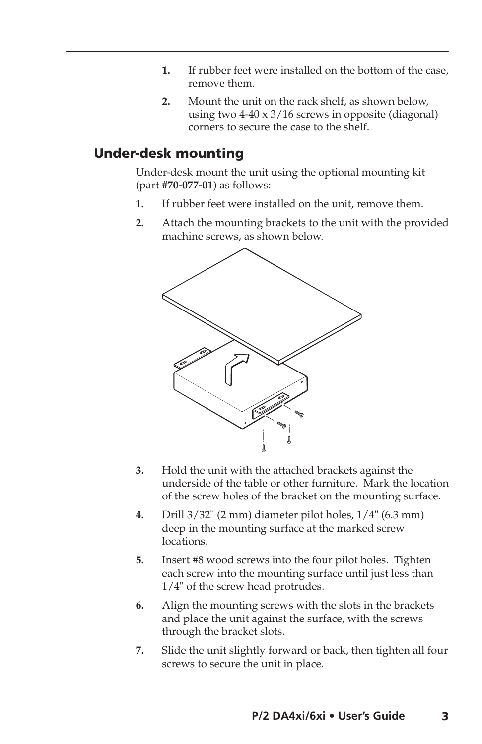1. If rubber feet were installed on the bottom of the case, remove them.
2. Mount the unit on the rack shelf, as shown below, using two 4-40 x 3/16 screws in opposite (diagonal) corners to secure the case to the shelf.

## Under-desk mounting

Under-desk mount the unit using the optional mounting kit (part **#70-077-01**) as follows:

1. If rubber feet were installed on the unit, remove them.
2. Attach the mounting brackets to the unit with the provided machine screws, as shown below.
3. Hold the unit with the attached brackets against the underside of the table or other furniture. Mark the location of the screw holes of the bracket on the mounting surface.
4. Drill 3/32" (2 mm) diameter pilot holes, 1/4" (6.3 mm) deep in the mounting surface at the marked screw locations.
5. Insert #8 wood screws into the four pilot holes. Tighten each screw into the mounting surface until just less than 1/4" of the screw head protrudes.
6. Align the mounting screws with the slots in the brackets and place the unit against the surface, with the screws through the bracket slots.
7. Slide the unit slightly forward or back, then tighten all four screws to secure the unit in place.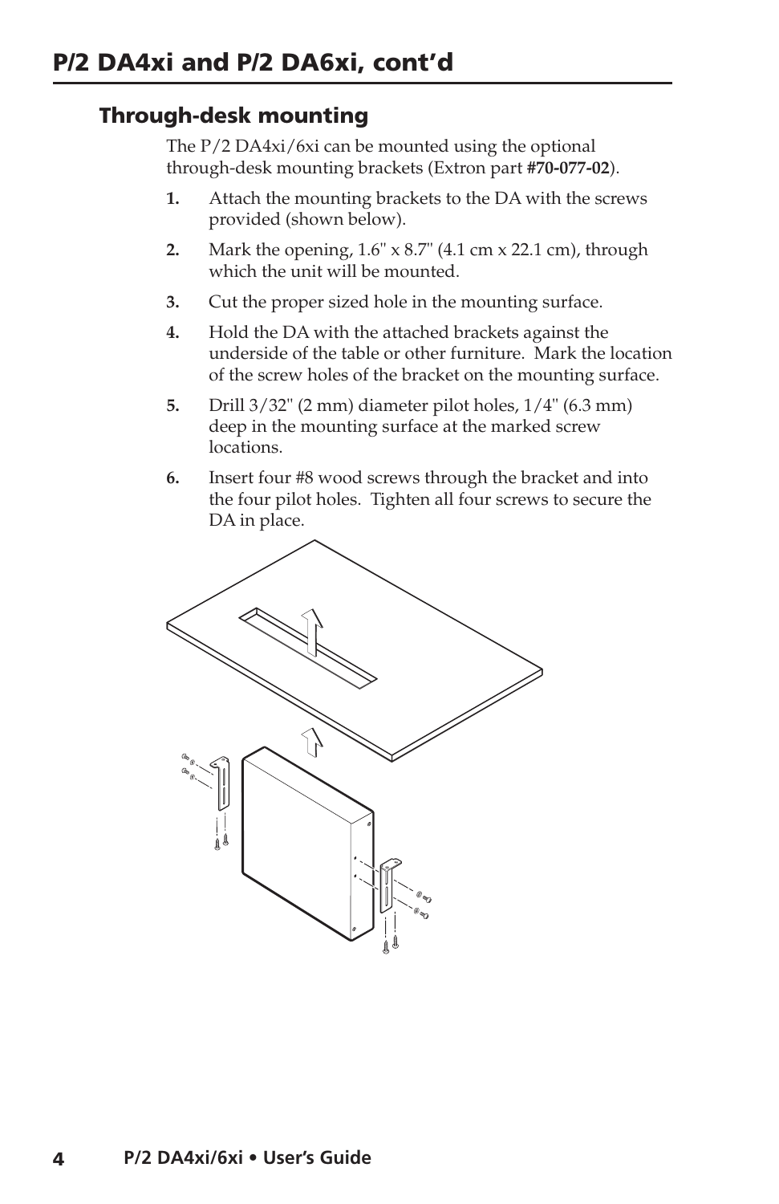# P/2 DA4xi and P/2 DA6xi, cont'd

## Through-desk mounting

The P/2 DA4xi/6xi can be mounted using the optional through-desk mounting brackets (Extron part **#70-077-02**).

1. Attach the mounting brackets to the DA with the screws provided (shown below).
2. Mark the opening, 1.6" x 8.7" (4.1 cm x 22.1 cm), through which the unit will be mounted.
3. Cut the proper sized hole in the mounting surface.
4. Hold the DA with the attached brackets against the underside of the table or other furniture. Mark the location of the screw holes of the bracket on the mounting surface.
5. Drill 3/32" (2 mm) diameter pilot holes, 1/4" (6.3 mm) deep in the mounting surface at the marked screw locations.
6. Insert four #8 wood screws through the bracket and into the four pilot holes. Tighten all four screws to secure the DA in place.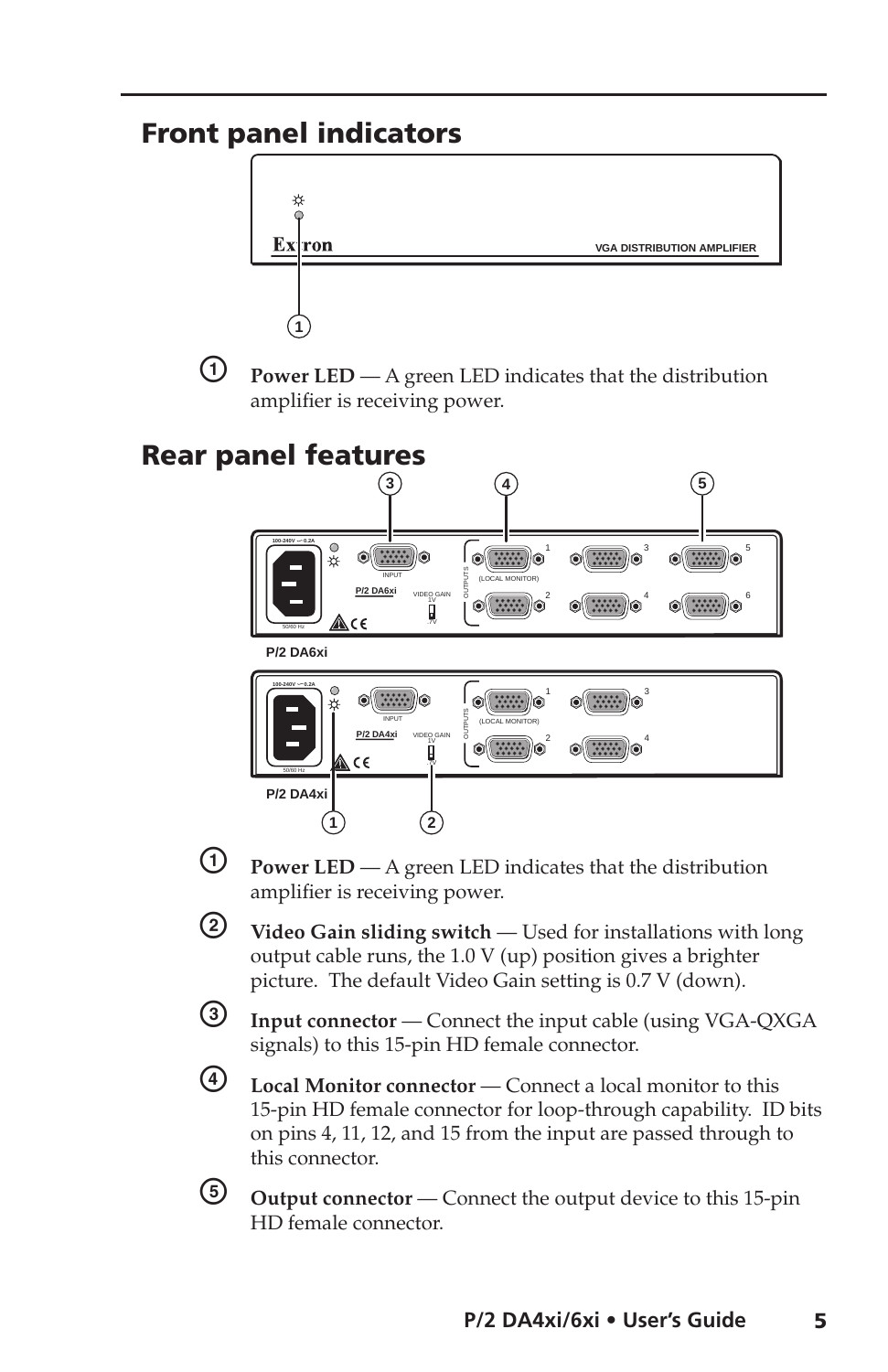## Front panel indicators

1. **Power LED** — A green LED indicates that the distribution amplifier is receiving power.

## Rear panel features

1. **Power LED** — A green LED indicates that the distribution amplifier is receiving power.
2. **Video Gain sliding switch** — Used for installations with long output cable runs, the 1.0 V (up) position gives a brighter picture. The default Video Gain setting is 0.7 V (down).
3. **Input connector** — Connect the input cable (using VGA-QXGA signals) to this 15-pin HD female connector.
4. **Local Monitor connector** — Connect a local monitor to this 15-pin HD female connector for loop-through capability. ID bits on pins 4, 11, 12, and 15 from the input are passed through to this connector.
5. **Output connector** — Connect the output device to this 15-pin HD female connector.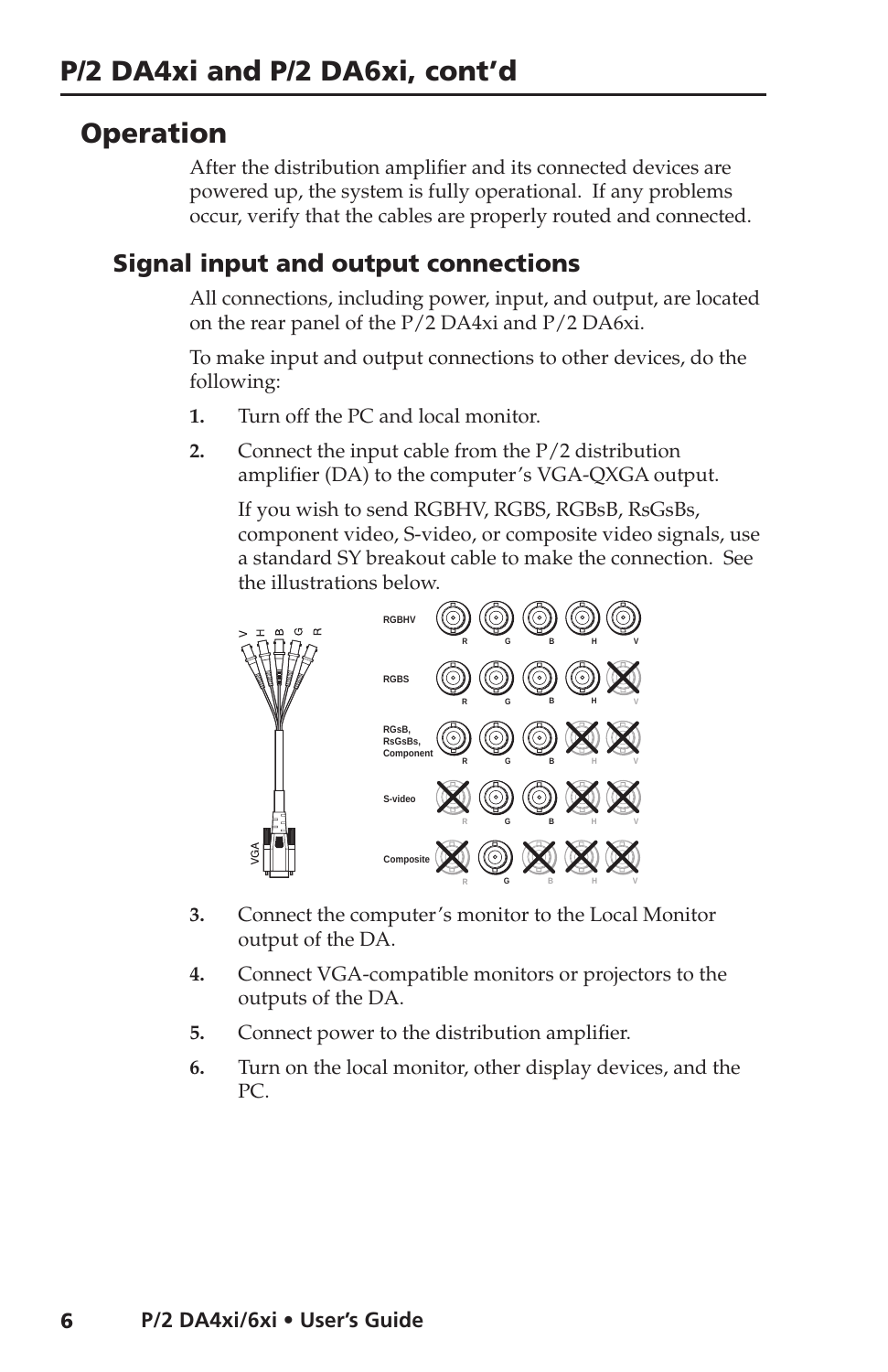# P/2 DA4xi and P/2 DA6xi, cont'd

## Operation

After the distribution amplifier and its connected devices are powered up, the system is fully operational. If any problems occur, verify that the cables are properly routed and connected.

### Signal input and output connections

All connections, including power, input, and output, are located on the rear panel of the P/2 DA4xi and P/2 DA6xi.

To make input and output connections to other devices, do the following:

1. Turn off the PC and local monitor.
2. Connect the input cable from the P/2 distribution amplifier (DA) to the computer's VGA-QXGA output.

   If you wish to send RGBHV, RGBS, RGBsB, RsGsBs, component video, S-video, or composite video signals, use a standard SY breakout cable to make the connection. See the illustrations below.

3. Connect the computer's monitor to the Local Monitor output of the DA.
4. Connect VGA-compatible monitors or projectors to the outputs of the DA.
5. Connect power to the distribution amplifier.
6. Turn on the local monitor, other display devices, and the PC.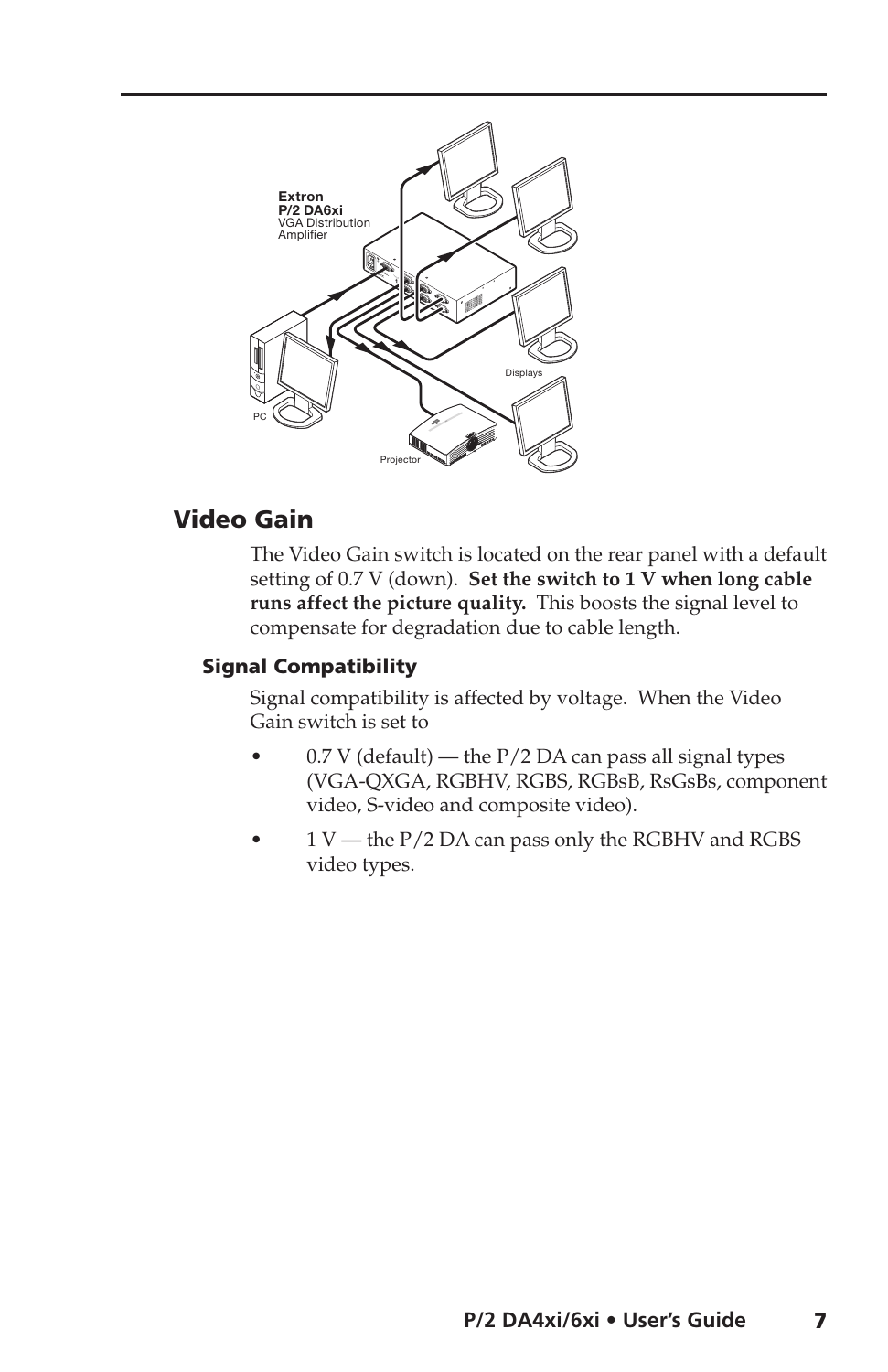## Video Gain

The Video Gain switch is located on the rear panel with a default setting of 0.7 V (down). **Set the switch to 1 V when long cable runs affect the picture quality.** This boosts the signal level to compensate for degradation due to cable length.

### Signal Compatibility

Signal compatibility is affected by voltage. When the Video Gain switch is set to

- 0.7 V (default) — the P/2 DA can pass all signal types (VGA-QXGA, RGBHV, RGBS, RGBsB, RsGsBs, component video, S-video and composite video).
- 1 V — the P/2 DA can pass only the RGBHV and RGBS video types.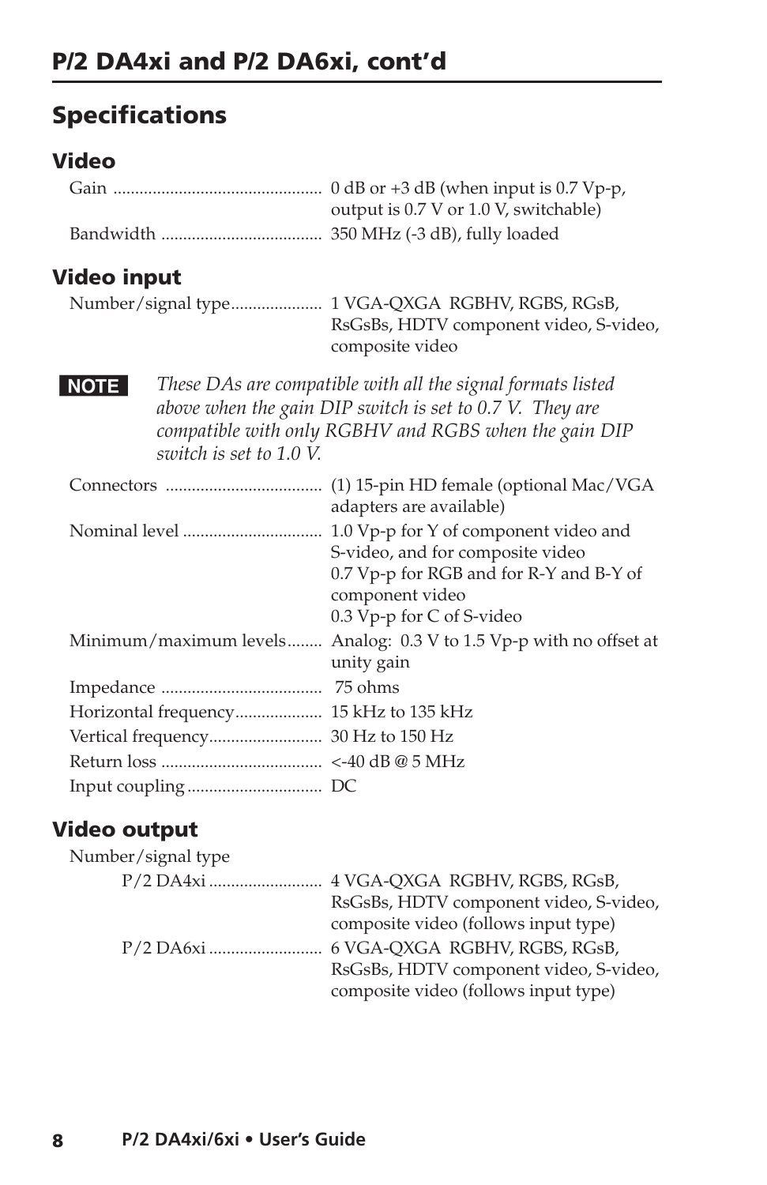## P/2 DA4xi and P/2 DA6xi, cont'd

## Specifications

### Video

Gain ............................................ 0 dB or +3 dB (when input is 0.7 Vp-p, output is 0.7 V or 1.0 V, switchable)

Bandwidth .................................... 350 MHz (-3 dB), fully loaded

### Video input

Number/signal type.................... 1 VGA-QXGA RGBHV, RGBS, RGsB, RsGsBs, HDTV component video, S-video, composite video

**NOTE** *These DAs are compatible with all the signal formats listed above when the gain DIP switch is set to 0.7 V. They are compatible with only RGBHV and RGBS when the gain DIP switch is set to 1.0 V.*

Connectors ................................... (1) 15-pin HD female (optional Mac/VGA adapters are available)

Nominal level ............................... 1.0 Vp-p for Y of component video and S-video, and for composite video
0.7 Vp-p for RGB and for R-Y and B-Y of component video
0.3 Vp-p for C of S-video

Minimum/maximum levels........ Analog: 0.3 V to 1.5 Vp-p with no offset at unity gain

Impedance .................................... 75 ohms

Horizontal frequency.................... 15 kHz to 135 kHz

Vertical frequency.......................... 30 Hz to 150 Hz

Return loss .................................... <-40 dB @ 5 MHz

Input coupling .............................. DC

### Video output

Number/signal type

P/2 DA4xi .......................... 4 VGA-QXGA RGBHV, RGBS, RGsB, RsGsBs, HDTV component video, S-video, composite video (follows input type)

P/2 DA6xi .......................... 6 VGA-QXGA RGBHV, RGBS, RGsB, RsGsBs, HDTV component video, S-video, composite video (follows input type)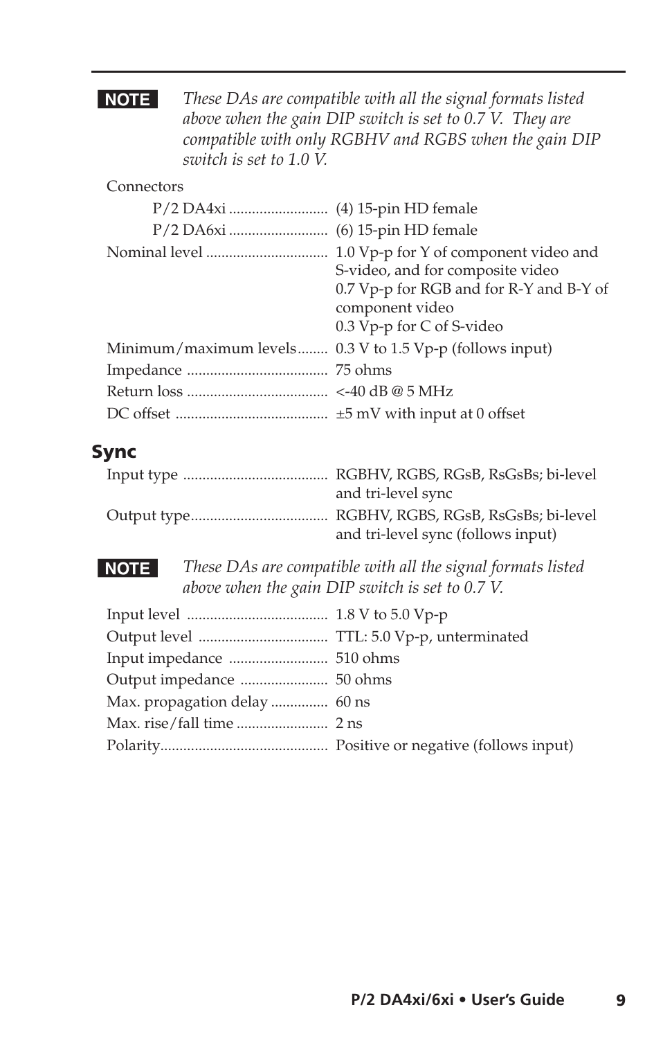**NOTE** *These DAs are compatible with all the signal formats listed above when the gain DIP switch is set to 0.7 V. They are compatible with only RGBHV and RGBS when the gain DIP switch is set to 1.0 V.*

Connectors

| | |
|---|---|
| P/2 DA4xi | (4) 15-pin HD female |
| P/2 DA6xi | (6) 15-pin HD female |
| Nominal level | 1.0 Vp-p for Y of component video and S-video, and for composite video<br>0.7 Vp-p for RGB and for R-Y and B-Y of component video<br>0.3 Vp-p for C of S-video |
| Minimum/maximum levels | 0.3 V to 1.5 Vp-p (follows input) |
| Impedance | 75 ohms |
| Return loss | <-40 dB @ 5 MHz |
| DC offset | ±5 mV with input at 0 offset |

## Sync

| | |
|---|---|
| Input type | RGBHV, RGBS, RGsB, RsGsBs; bi-level and tri-level sync |
| Output type | RGBHV, RGBS, RGsB, RsGsBs; bi-level and tri-level sync (follows input) |

**NOTE** *These DAs are compatible with all the signal formats listed above when the gain DIP switch is set to 0.7 V.*

| | |
|---|---|
| Input level | 1.8 V to 5.0 Vp-p |
| Output level | TTL: 5.0 Vp-p, unterminated |
| Input impedance | 510 ohms |
| Output impedance | 50 ohms |
| Max. propagation delay | 60 ns |
| Max. rise/fall time | 2 ns |
| Polarity | Positive or negative (follows input) |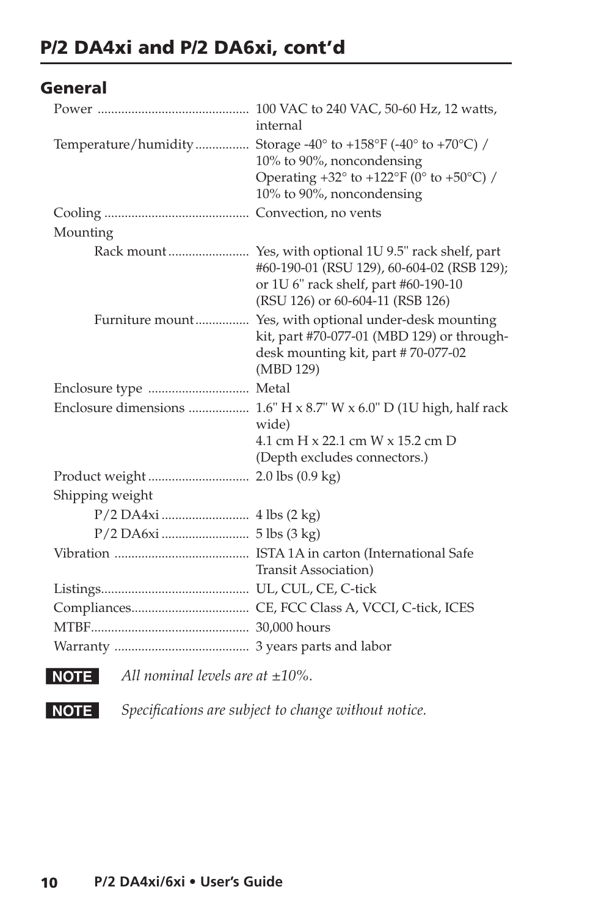## P/2 DA4xi and P/2 DA6xi, cont'd

### General

Power ............................................ 100 VAC to 240 VAC, 50-60 Hz, 12 watts, internal

Temperature/humidity ................ Storage -40° to +158°F (-40° to +70°C) / 10% to 90%, noncondensing
Operating +32° to +122°F (0° to +50°C) / 10% to 90%, noncondensing

Cooling .......................................... Convection, no vents

Mounting

- Rack mount ........................ Yes, with optional 1U 9.5" rack shelf, part #60-190-01 (RSU 129), 60-604-02 (RSB 129); or 1U 6" rack shelf, part #60-190-10 (RSU 126) or 60-604-11 (RSB 126)
- Furniture mount ................ Yes, with optional under-desk mounting kit, part #70-077-01 (MBD 129) or through-desk mounting kit, part # 70-077-02 (MBD 129)

Enclosure type ............................. Metal

Enclosure dimensions .................. 1.6" H x 8.7" W x 6.0" D (1U high, half rack wide)
4.1 cm H x 22.1 cm W x 15.2 cm D
(Depth excludes connectors.)

Product weight ............................. 2.0 lbs (0.9 kg)

Shipping weight

- P/2 DA4xi ......................... 4 lbs (2 kg)
- P/2 DA6xi ......................... 5 lbs (3 kg)

Vibration ....................................... ISTA 1A in carton (International Safe Transit Association)

Listings........................................... UL, CUL, CE, C-tick

Compliances.................................. CE, FCC Class A, VCCI, C-tick, ICES

MTBF.............................................. 30,000 hours

Warranty ....................................... 3 years parts and labor

**NOTE** *All nominal levels are at ±10%.*

**NOTE** *Specifications are subject to change without notice.*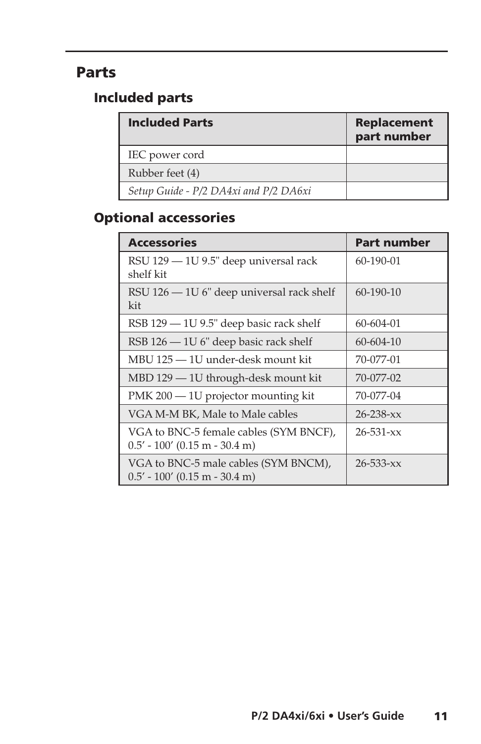## Parts

### Included parts

| Included Parts | Replacement part number |
|---|---|
| IEC power cord | |
| Rubber feet (4) | |
| *Setup Guide - P/2 DA4xi and P/2 DA6xi* | |

### Optional accessories

| Accessories | Part number |
|---|---|
| RSU 129 — 1U 9.5" deep universal rack shelf kit | 60-190-01 |
| RSU 126 — 1U 6" deep universal rack shelf kit | 60-190-10 |
| RSB 129 — 1U 9.5" deep basic rack shelf | 60-604-01 |
| RSB 126 — 1U 6" deep basic rack shelf | 60-604-10 |
| MBU 125 — 1U under-desk mount kit | 70-077-01 |
| MBD 129 — 1U through-desk mount kit | 70-077-02 |
| PMK 200 — 1U projector mounting kit | 70-077-04 |
| VGA M-M BK, Male to Male cables | 26-238-xx |
| VGA to BNC-5 female cables (SYM BNCF), 0.5’ - 100’ (0.15 m - 30.4 m) | 26-531-xx |
| VGA to BNC-5 male cables (SYM BNCM), 0.5’ - 100’ (0.15 m - 30.4 m) | 26-533-xx |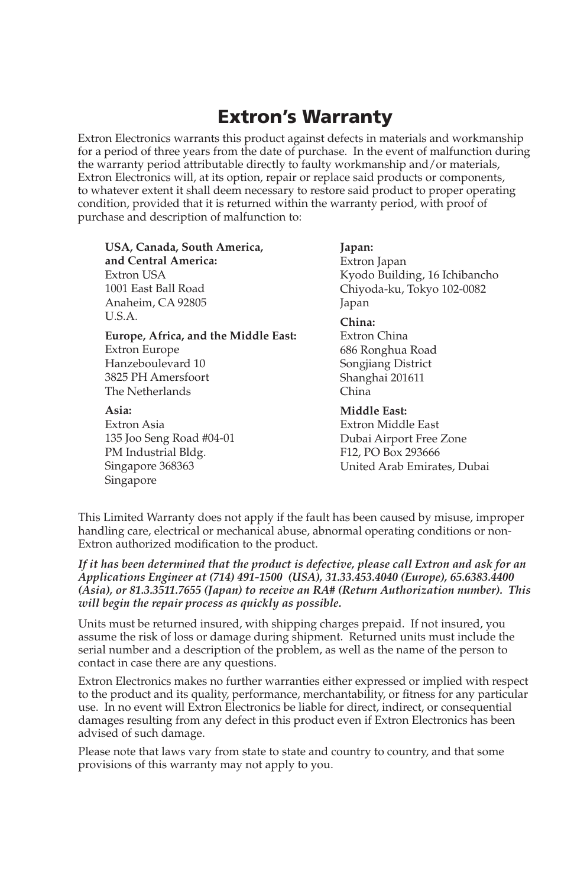# Extron's Warranty

Extron Electronics warrants this product against defects in materials and workmanship for a period of three years from the date of purchase. In the event of malfunction during the warranty period attributable directly to faulty workmanship and/or materials, Extron Electronics will, at its option, repair or replace said products or components, to whatever extent it shall deem necessary to restore said product to proper operating condition, provided that it is returned within the warranty period, with proof of purchase and description of malfunction to:

**USA, Canada, South America, and Central America:**
Extron USA
1001 East Ball Road
Anaheim, CA 92805
U.S.A.

**Europe, Africa, and the Middle East:**
Extron Europe
Hanzeboulevard 10
3825 PH Amersfoort
The Netherlands

**Asia:**
Extron Asia
135 Joo Seng Road #04-01
PM Industrial Bldg.
Singapore 368363
Singapore

**Japan:**
Extron Japan
Kyodo Building, 16 Ichibancho
Chiyoda-ku, Tokyo 102-0082
Japan

**China:**
Extron China
686 Ronghua Road
Songjiang District
Shanghai 201611
China

**Middle East:**
Extron Middle East
Dubai Airport Free Zone
F12, PO Box 293666
United Arab Emirates, Dubai

This Limited Warranty does not apply if the fault has been caused by misuse, improper handling care, electrical or mechanical abuse, abnormal operating conditions or non-Extron authorized modification to the product.

***If it has been determined that the product is defective, please call Extron and ask for an Applications Engineer at (714) 491-1500 (USA), 31.33.453.4040 (Europe), 65.6383.4400 (Asia), or 81.3.3511.7655 (Japan) to receive an RA# (Return Authorization number). This will begin the repair process as quickly as possible.***

Units must be returned insured, with shipping charges prepaid. If not insured, you assume the risk of loss or damage during shipment. Returned units must include the serial number and a description of the problem, as well as the name of the person to contact in case there are any questions.

Extron Electronics makes no further warranties either expressed or implied with respect to the product and its quality, performance, merchantability, or fitness for any particular use. In no event will Extron Electronics be liable for direct, indirect, or consequential damages resulting from any defect in this product even if Extron Electronics has been advised of such damage.

Please note that laws vary from state to state and country to country, and that some provisions of this warranty may not apply to you.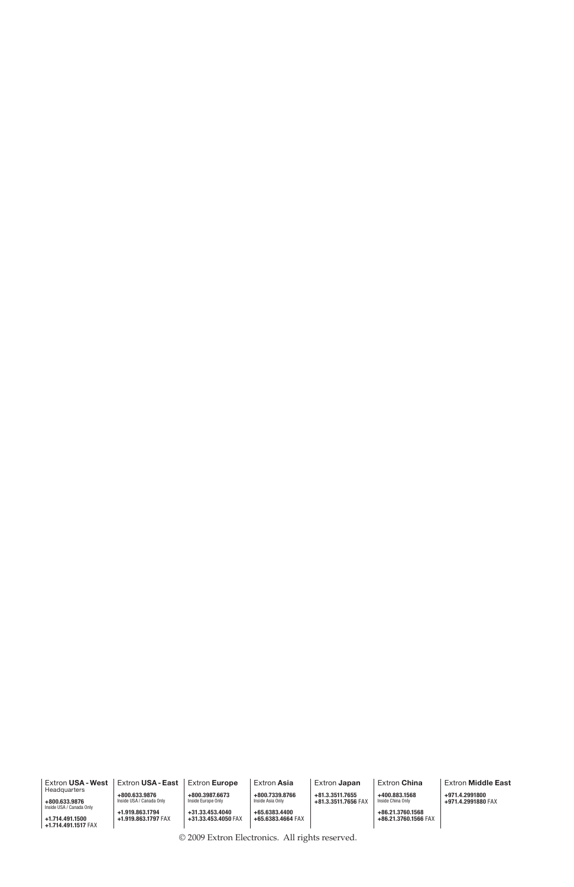Extron **USA - West**
Headquarters

**+800.633.9876**
Inside USA / Canada Only

**+1.714.491.1500**
**+1.714.491.1517** FAX

Extron **USA - East**

**+800.633.9876**
Inside USA / Canada Only

**+1.919.863.1794**
**+1.919.863.1797** FAX

Extron **Europe**

**+800.3987.6673**
Inside Europe Only

**+31.33.453.4040**
**+31.33.453.4050** FAX

Extron **Asia**

**+800.7339.8766**
Inside Asia Only

**+65.6383.4400**
**+65.6383.4664** FAX

Extron **Japan**

**+81.3.3511.7655**
**+81.3.3511.7656** FAX

Extron **China**

**+400.883.1568**
Inside China Only

**+86.21.3760.1568**
**+86.21.3760.1566** FAX

Extron **Middle East**

**+971.4.2991800**
**+971.4.2991880** FAX

© 2009 Extron Electronics. All rights reserved.